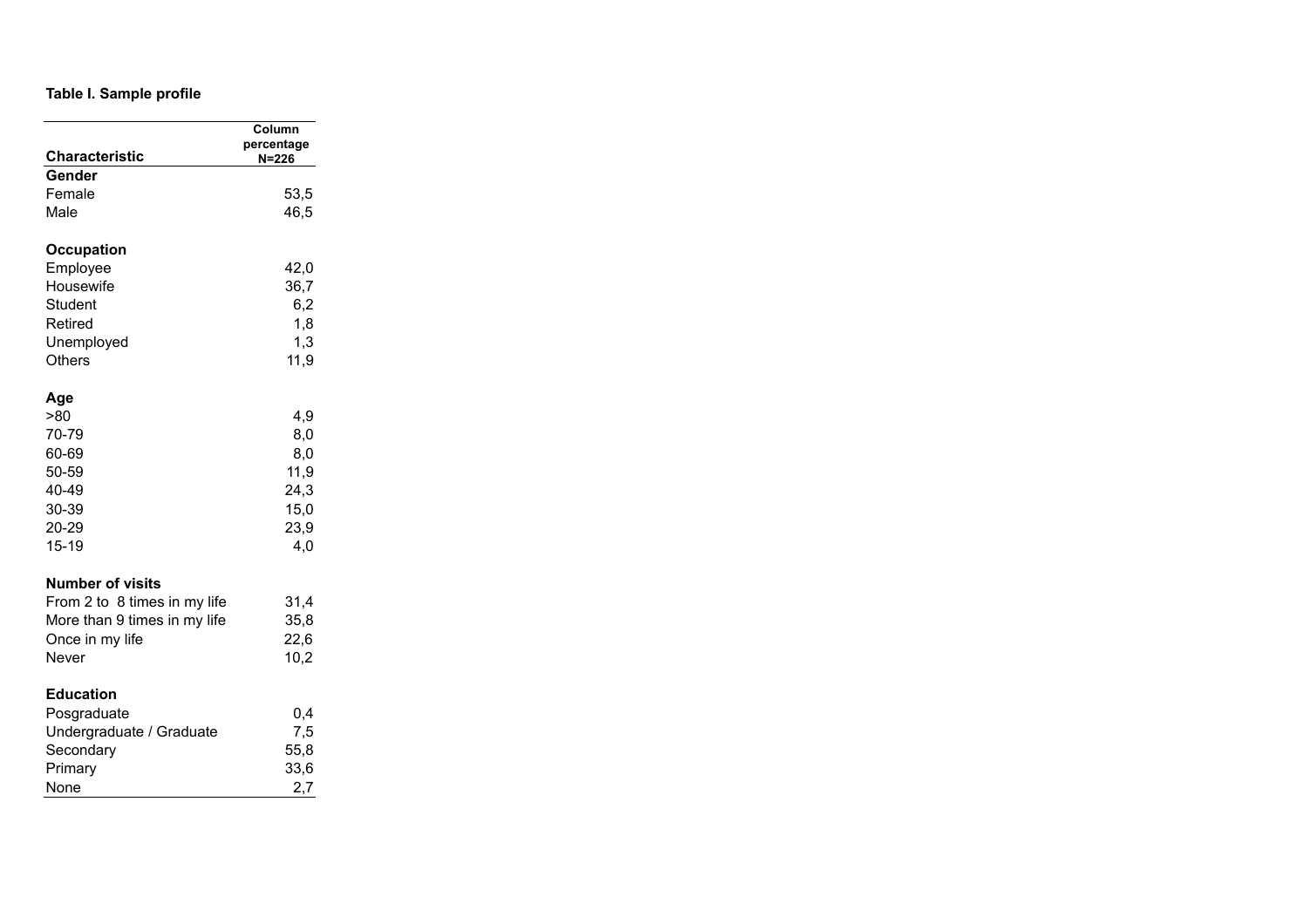**Table I. Sample profile**

| Characteristic | Column percentage N=226 |
|---|---|
| **Gender** | |
| Female | 53,5 |
| Male | 46,5 |
| | |
| **Occupation** | |
| Employee | 42,0 |
| Housewife | 36,7 |
| Student | 6,2 |
| Retired | 1,8 |
| Unemployed | 1,3 |
| Others | 11,9 |
| | |
| **Age** | |
| >80 | 4,9 |
| 70-79 | 8,0 |
| 60-69 | 8,0 |
| 50-59 | 11,9 |
| 40-49 | 24,3 |
| 30-39 | 15,0 |
| 20-29 | 23,9 |
| 15-19 | 4,0 |
| | |
| **Number of visits** | |
| From 2 to 8 times in my life | 31,4 |
| More than 9 times in my life | 35,8 |
| Once in my life | 22,6 |
| Never | 10,2 |
| | |
| **Education** | |
| Posgraduate | 0,4 |
| Undergraduate / Graduate | 7,5 |
| Secondary | 55,8 |
| Primary | 33,6 |
| None | 2,7 |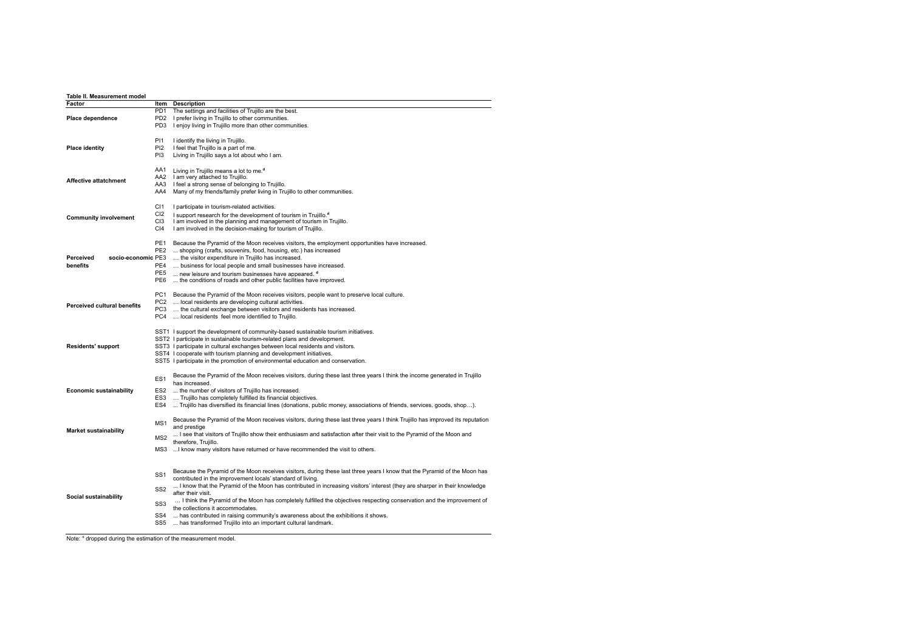**Table II. Measurement model**

| Factor | Item | Description |
|---|---|---|
| **Place dependence** | PD1 | The settings and facilities of Trujillo are the best. |
| | PD2 | I prefer living in Trujillo to other communities. |
| | PD3 | I enjoy living in Trujillo more than other communities. |
| **Place identity** | PI1 | I identify the living in Trujillo. |
| | PI2 | I feel that Trujillo is a part of me. |
| | PI3 | Living in Trujillo says a lot about who I am. |
| **Affective attatchment** | AA1 | Living in Trujillo means a lot to me.[d] |
| | AA2 | I am very attached to Trujillo. |
| | AA3 | I feel a strong sense of belonging to Trujillo. |
| | AA4 | Many of my friends/family prefer living in Trujillo to other communities. |
| **Community involvement** | CI1 | I participate in tourism-related activities. |
| | CI2 | I support research for the development of tourism in Trujillo.[d] |
| | CI3 | I am involved in the planning and management of tourism in Trujillo. |
| | CI4 | I am involved in the decision-making for tourism of Trujillo. |
| **Perceived socio-economic benefits** | PE1 | Because the Pyramid of the Moon receives visitors, the employment opportunities have increased. |
| | PE2 | ... shopping (crafts, souvenirs, food, housing, etc.) has increased |
| | PE3 | … the visitor expenditure in Trujillo has increased. |
| | PE4 | … business for local people and small businesses have increased. |
| | PE5 | ... new leisure and tourism businesses have appeared. [d] |
| | PE6 | ... the conditions of roads and other public facilities have improved. |
| **Perceived cultural benefits** | PC1 | Because the Pyramid of the Moon receives visitors, people want to preserve local culture. |
| | PC2 | … local residents are developing cultural activities. |
| | PC3 | … the cultural exchange between visitors and residents has increased. |
| | PC4 | … local residents feel more identified to Trujillo. |
| **Residents' support** | SST1 | I support the development of community-based sustainable tourism initiatives. |
| | SST2 | I participate in sustainable tourism-related plans and development. |
| | SST3 | I participate in cultural exchanges between local residents and visitors. |
| | SST4 | I cooperate with tourism planning and development initiatives. |
| | SST5 | I participate in the promotion of environmental education and conservation. |
| **Economic sustainability** | ES1 | Because the Pyramid of the Moon receives visitors, during these last three years I think the income generated in Trujillo has increased. |
| | ES2 | ... the number of visitors of Trujillo has increased. |
| | ES3 | … Trujillo has completely fulfilled its financial objectives. |
| | ES4 | ... Trujillo has diversified its financial lines (donations, public money, associations of friends, services, goods, shop…). |
| **Market sustainability** | MS1 | Because the Pyramid of the Moon receives visitors, during these last three years I think Trujillo has improved its reputation and prestige |
| | MS2 | ... I see that visitors of Trujillo show their enthusiasm and satisfaction after their visit to the Pyramid of the Moon and therefore, Trujillo. |
| | MS3 | ...I know many visitors have returned or have recommended the visit to others. |
| **Social sustainability** | SS1 | Because the Pyramid of the Moon receives visitors, during these last three years I know that the Pyramid of the Moon has contributed in the improvement locals' standard of living. |
| | SS2 | ... I know that the Pyramid of the Moon has contributed in increasing visitors' interest (they are sharper in their knowledge after their visit. |
| | SS3 | … I think the Pyramid of the Moon has completely fulfilled the objectives respecting conservation and the improvement of the collections it accommodates. |
| | SS4 | ... has contributed in raising community's awareness about the exhibitions it shows. |
| | SS5 | ... has transformed Trujillo into an important cultural landmark. |

Note: [d] dropped during the estimation of the measurement model.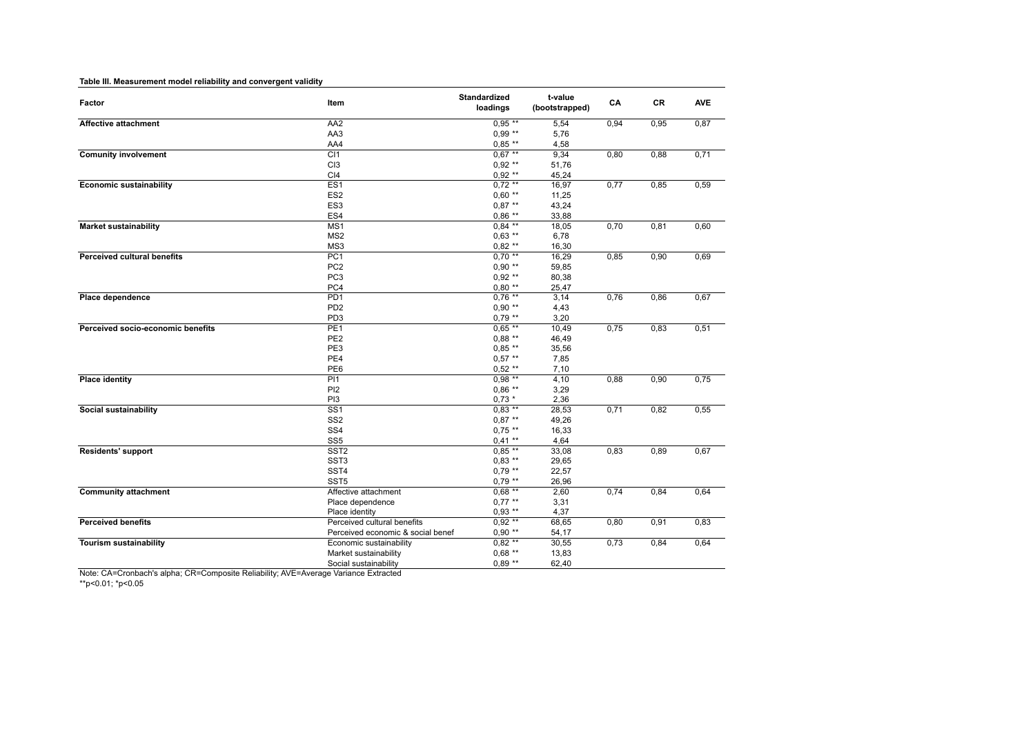**Table III. Measurement model reliability and convergent validity**

| Factor | Item | Standardized loadings | t-value (bootstrapped) | CA | CR | AVE |
|---|---|---|---|---|---|---|
| **Affective attachment** | AA2 | 0,95 ** | 5,54 | 0,94 | 0,95 | 0,87 |
| | AA3 | 0,99 ** | 5,76 | | | |
| | AA4 | 0,85 ** | 4,58 | | | |
| **Comunity involvement** | CI1 | 0,67 ** | 9,34 | 0,80 | 0,88 | 0,71 |
| | CI3 | 0,92 ** | 51,76 | | | |
| | CI4 | 0,92 ** | 45,24 | | | |
| **Economic sustainability** | ES1 | 0,72 ** | 16,97 | 0,77 | 0,85 | 0,59 |
| | ES2 | 0,60 ** | 11,25 | | | |
| | ES3 | 0,87 ** | 43,24 | | | |
| | ES4 | 0,86 ** | 33,88 | | | |
| **Market sustainability** | MS1 | 0,84 ** | 18,05 | 0,70 | 0,81 | 0,60 |
| | MS2 | 0,63 ** | 6,78 | | | |
| | MS3 | 0,82 ** | 16,30 | | | |
| **Perceived cultural benefits** | PC1 | 0,70 ** | 16,29 | 0,85 | 0,90 | 0,69 |
| | PC2 | 0,90 ** | 59,85 | | | |
| | PC3 | 0,92 ** | 80,38 | | | |
| | PC4 | 0,80 ** | 25,47 | | | |
| **Place dependence** | PD1 | 0,76 ** | 3,14 | 0,76 | 0,86 | 0,67 |
| | PD2 | 0,90 ** | 4,43 | | | |
| | PD3 | 0,79 ** | 3,20 | | | |
| **Perceived socio-economic benefits** | PE1 | 0,65 ** | 10,49 | 0,75 | 0,83 | 0,51 |
| | PE2 | 0,88 ** | 46,49 | | | |
| | PE3 | 0,85 ** | 35,56 | | | |
| | PE4 | 0,57 ** | 7,85 | | | |
| | PE6 | 0,52 ** | 7,10 | | | |
| **Place identity** | PI1 | 0,98 ** | 4,10 | 0,88 | 0,90 | 0,75 |
| | PI2 | 0,86 ** | 3,29 | | | |
| | PI3 | 0,73 * | 2,36 | | | |
| **Social sustainability** | SS1 | 0,83 ** | 28,53 | 0,71 | 0,82 | 0,55 |
| | SS2 | 0,87 ** | 49,26 | | | |
| | SS4 | 0,75 ** | 16,33 | | | |
| | SS5 | 0,41 ** | 4,64 | | | |
| **Residents' support** | SST2 | 0,85 ** | 33,08 | 0,83 | 0,89 | 0,67 |
| | SST3 | 0,83 ** | 29,65 | | | |
| | SST4 | 0,79 ** | 22,57 | | | |
| | SST5 | 0,79 ** | 26,96 | | | |
| **Community attachment** | Affective attachment | 0,68 ** | 2,60 | 0,74 | 0,84 | 0,64 |
| | Place dependence | 0,77 ** | 3,31 | | | |
| | Place identity | 0,93 ** | 4,37 | | | |
| **Perceived benefits** | Perceived cultural benefits | 0,92 ** | 68,65 | 0,80 | 0,91 | 0,83 |
| | Perceived economic & social benef | 0,90 ** | 54,17 | | | |
| **Tourism sustainability** | Economic sustainability | 0,82 ** | 30,55 | 0,73 | 0,84 | 0,64 |
| | Market sustainability | 0,68 ** | 13,83 | | | |
| | Social sustainability | 0,89 ** | 62,40 | | | |

Note: CA=Cronbach's alpha; CR=Composite Reliability; AVE=Average Variance Extracted

**p<0.01; *p<0.05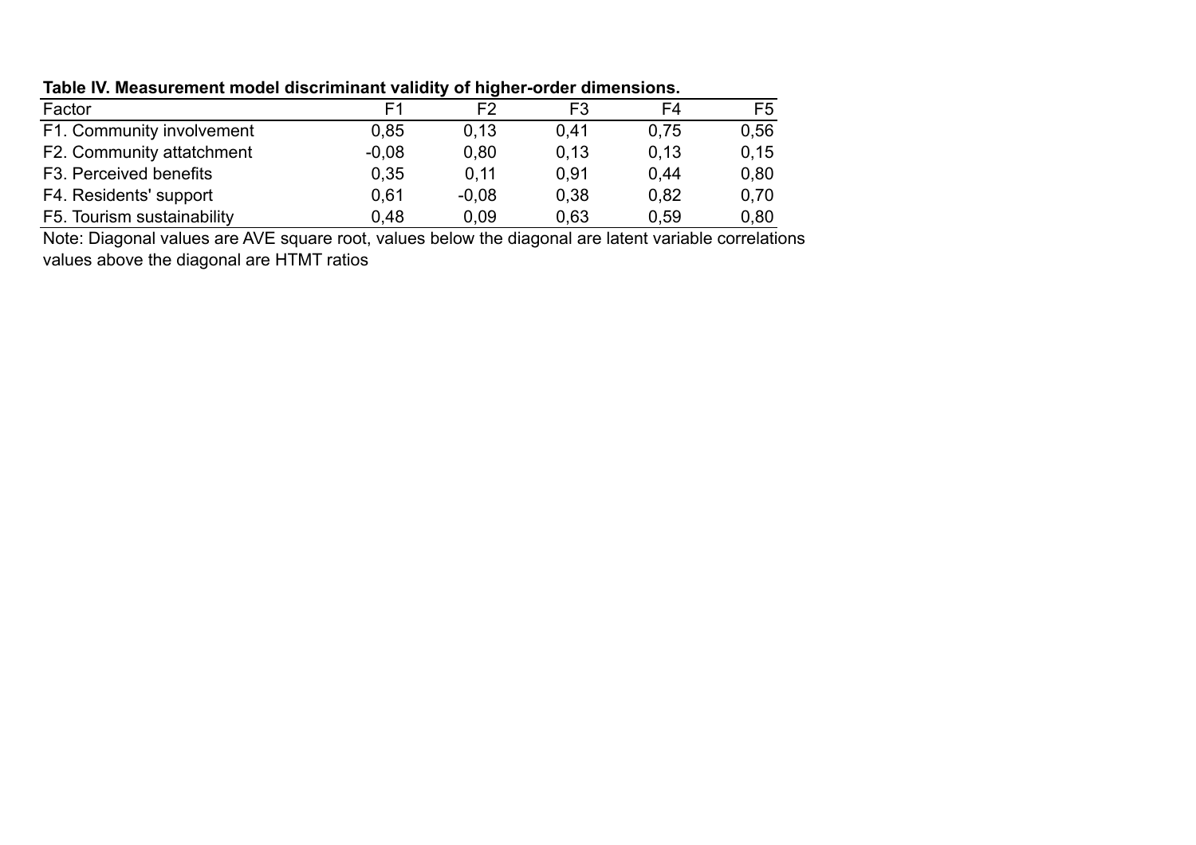**Table IV. Measurement model discriminant validity of higher-order dimensions.**

| Factor | F1 | F2 | F3 | F4 | F5 |
|---|---|---|---|---|---|
| F1. Community involvement | 0,85 | 0,13 | 0,41 | 0,75 | 0,56 |
| F2. Community attatchment | -0,08 | 0,80 | 0,13 | 0,13 | 0,15 |
| F3. Perceived benefits | 0,35 | 0,11 | 0,91 | 0,44 | 0,80 |
| F4. Residents' support | 0,61 | -0,08 | 0,38 | 0,82 | 0,70 |
| F5. Tourism sustainability | 0,48 | 0,09 | 0,63 | 0,59 | 0,80 |

Note: Diagonal values are AVE square root, values below the diagonal are latent variable correlations values above the diagonal are HTMT ratios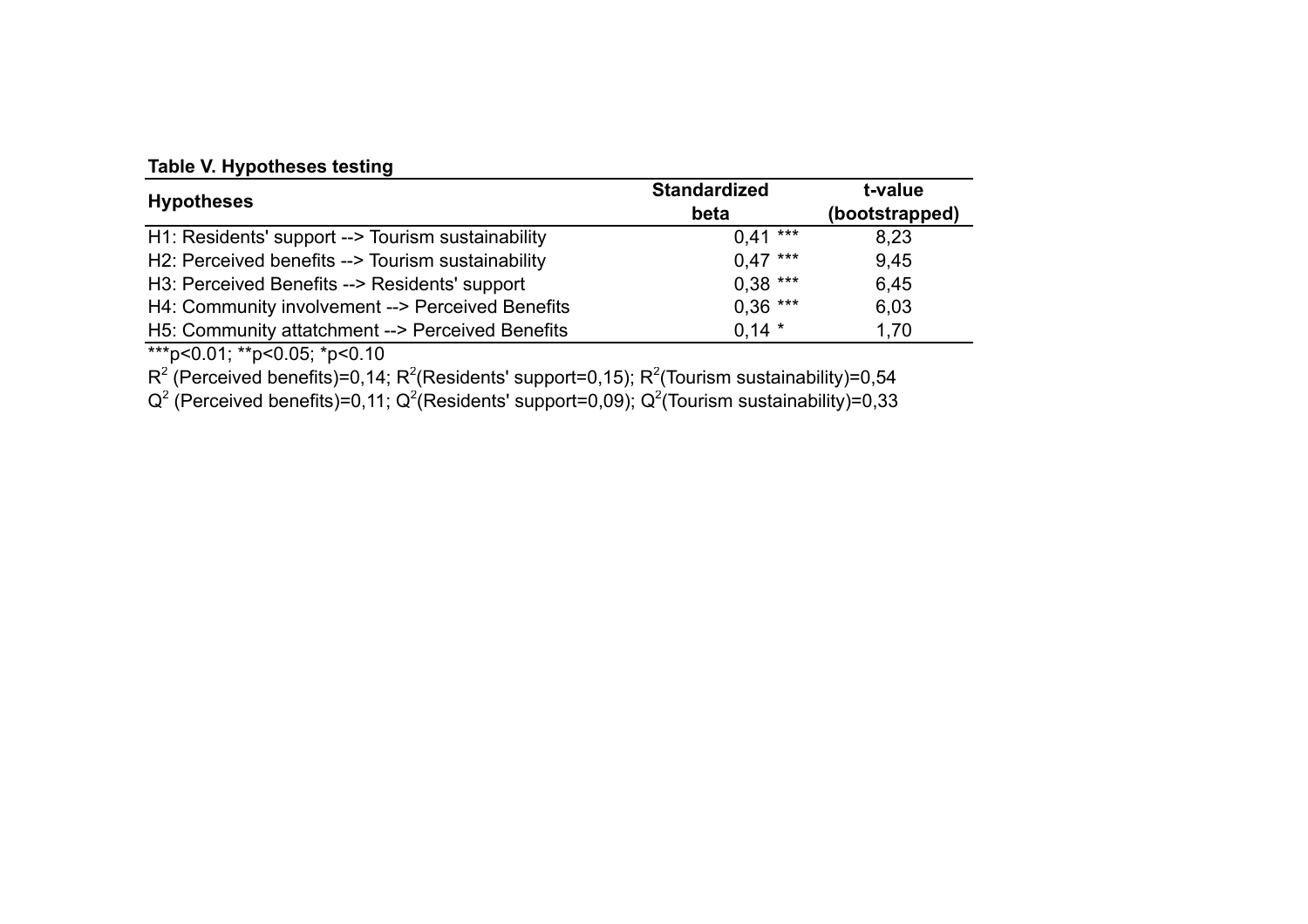**Table V. Hypotheses testing**

| Hypotheses | Standardized beta | t-value (bootstrapped) |
|---|---|---|
| H1: Residents' support --> Tourism sustainability | 0,41 *** | 8,23 |
| H2: Perceived benefits --> Tourism sustainability | 0,47 *** | 9,45 |
| H3: Perceived Benefits --> Residents' support | 0,38 *** | 6,45 |
| H4: Community involvement --> Perceived Benefits | 0,36 *** | 6,03 |
| H5: Community attatchment --> Perceived Benefits | 0,14 * | 1,70 |

***p<0.01; **p<0.05; *p<0.10

$R^2$ (Perceived benefits)=0,14; $R^2$(Residents' support=0,15); $R^2$(Tourism sustainability)=0,54

$Q^2$ (Perceived benefits)=0,11; $Q^2$(Residents' support=0,09); $Q^2$(Tourism sustainability)=0,33